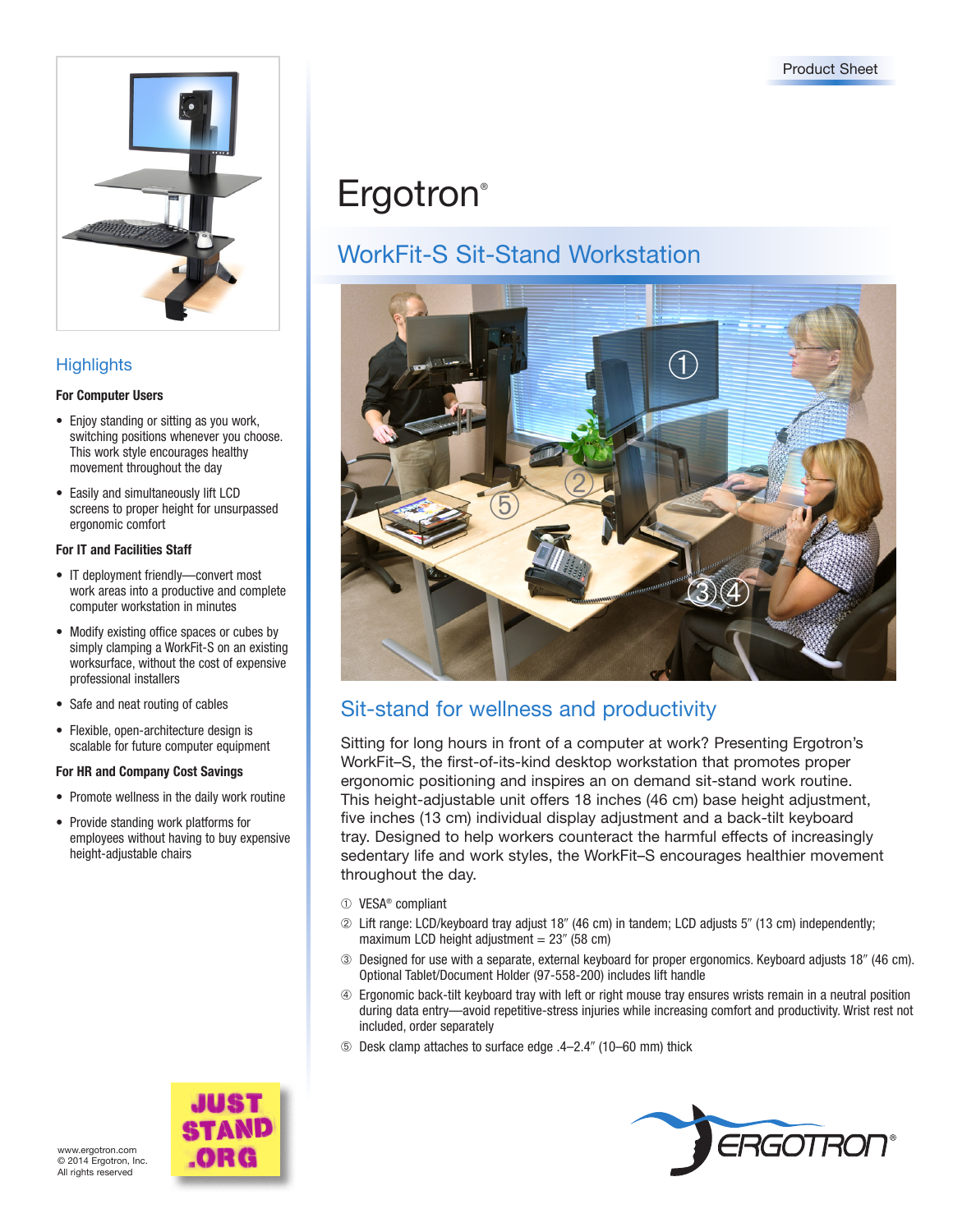Product Sheet

# Ergotron®

## WorkFit-S Sit-Stand Workstation

## Highlights

### For Computer Users

- Enjoy standing or sitting as you work, switching positions whenever you choose. This work style encourages healthy movement throughout the day
- Easily and simultaneously lift LCD screens to proper height for unsurpassed ergonomic comfort

### For IT and Facilities Staff

- IT deployment friendly—convert most work areas into a productive and complete computer workstation in minutes
- Modify existing office spaces or cubes by simply clamping a WorkFit-S on an existing worksurface, without the cost of expensive professional installers
- Safe and neat routing of cables
- Flexible, open-architecture design is scalable for future computer equipment

### For HR and Company Cost Savings

- Promote wellness in the daily work routine
- Provide standing work platforms for employees without having to buy expensive height-adjustable chairs

## Sit-stand for wellness and productivity

Sitting for long hours in front of a computer at work? Presenting Ergotron's WorkFit–S, the first-of-its-kind desktop workstation that promotes proper ergonomic positioning and inspires an on demand sit-stand work routine. This height-adjustable unit offers 18 inches (46 cm) base height adjustment, five inches (13 cm) individual display adjustment and a back-tilt keyboard tray. Designed to help workers counteract the harmful effects of increasingly sedentary life and work styles, the WorkFit–S encourages healthier movement throughout the day.

① VESA® compliant

② Lift range: LCD/keyboard tray adjust 18″ (46 cm) in tandem; LCD adjusts 5″ (13 cm) independently; maximum LCD height adjustment = 23″ (58 cm)

③ Designed for use with a separate, external keyboard for proper ergonomics. Keyboard adjusts 18″ (46 cm). Optional Tablet/Document Holder (97-558-200) includes lift handle

④ Ergonomic back-tilt keyboard tray with left or right mouse tray ensures wrists remain in a neutral position during data entry—avoid repetitive-stress injuries while increasing comfort and productivity. Wrist rest not included, order separately

⑤ Desk clamp attaches to surface edge .4–2.4″ (10–60 mm) thick

JUST STAND .ORG

www.ergotron.com
© 2014 Ergotron, Inc.
All rights reserved

ERGOTRON®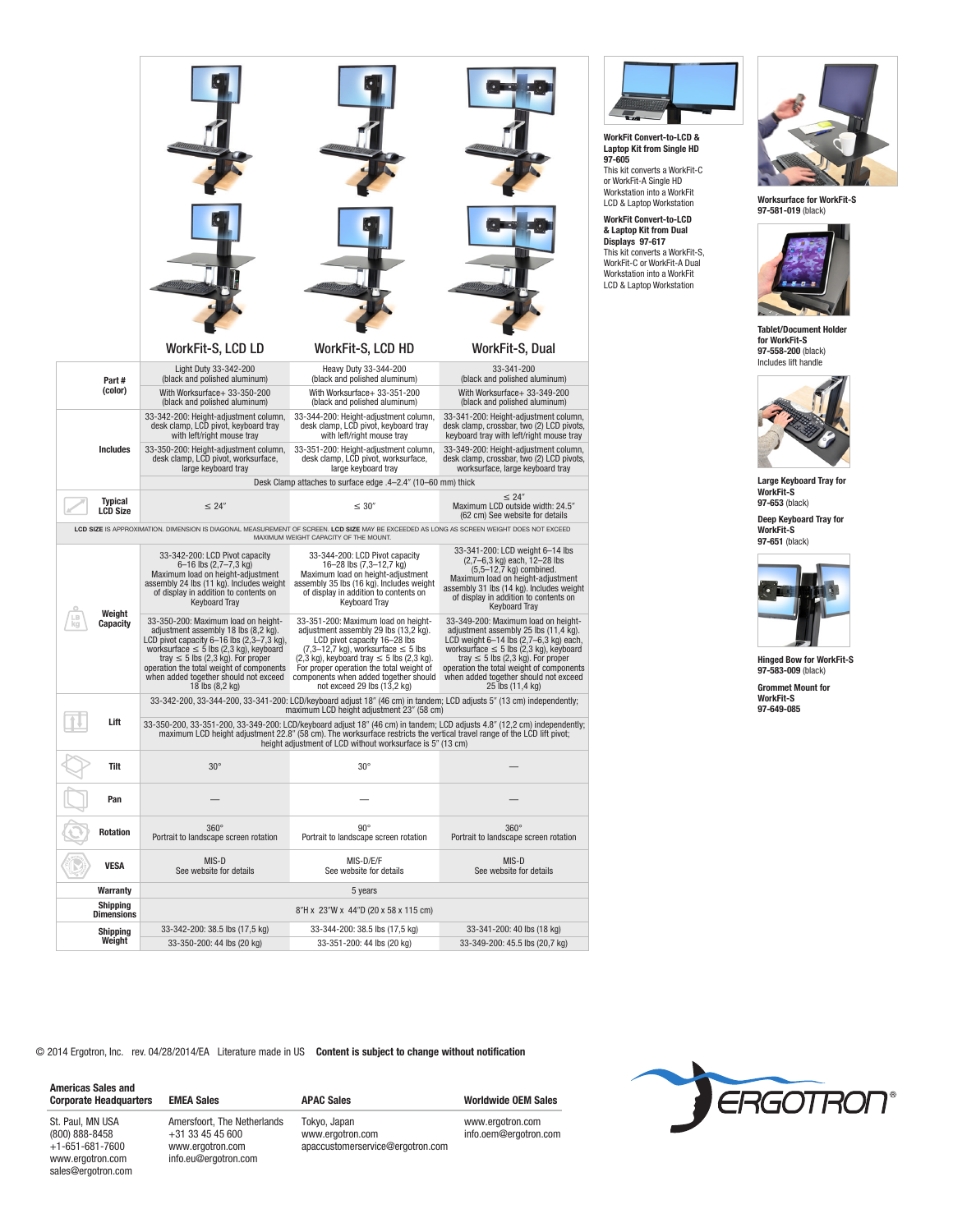| | WorkFit-S, LCD LD | WorkFit-S, LCD HD | WorkFit-S, Dual |
|---|---|---|---|
| Part # (color) | Light Duty 33-342-200 (black and polished aluminum) | Heavy Duty 33-344-200 (black and polished aluminum) | 33-341-200 (black and polished aluminum) |
| | With Worksurface+ 33-350-200 (black and polished aluminum) | With Worksurface+ 33-351-200 (black and polished aluminum) | With Worksurface+ 33-349-200 (black and polished aluminum) |
| Includes | 33-342-200: Height-adjustment column, desk clamp, LCD pivot, keyboard tray with left/right mouse tray | 33-344-200: Height-adjustment column, desk clamp, LCD pivot, keyboard tray with left/right mouse tray | 33-341-200: Height-adjustment column, desk clamp, crossbar, two (2) LCD pivots, keyboard tray with left/right mouse tray |
| | 33-350-200: Height-adjustment column, desk clamp, LCD pivot, worksurface, large keyboard tray | 33-351-200: Height-adjustment column, desk clamp, LCD pivot, worksurface, large keyboard tray | 33-349-200: Height-adjustment column, desk clamp, crossbar, two (2) LCD pivots, worksurface, large keyboard tray |
| | Desk Clamp attaches to surface edge .4–2.4" (10–60 mm) thick | | |
| Typical LCD Size | ≤ 24" | ≤ 30" | ≤ 24" Maximum LCD outside width: 24.5" (62 cm) See website for details |
| **LCD SIZE** IS APPROXIMATION. DIMENSION IS DIAGONAL MEASUREMENT OF SCREEN. **LCD SIZE** MAY BE EXCEEDED AS LONG AS SCREEN WEIGHT DOES NOT EXCEED MAXIMUM WEIGHT CAPACITY OF THE MOUNT. | | | |
| Weight Capacity | 33-342-200: LCD Pivot capacity 6–16 lbs (2,7–7,3 kg) Maximum load on height-adjustment assembly 24 lbs (11 kg). Includes weight of display in addition to contents on Keyboard Tray | 33-344-200: LCD Pivot capacity 16–28 lbs (7,3–12,7 kg) Maximum load on height-adjustment assembly 35 lbs (16 kg). Includes weight of display in addition to contents on Keyboard Tray | 33-341-200: LCD weight 6–14 lbs (2,7–6,3 kg) each, 12–28 lbs (5,5–12,7 kg) combined. Maximum load on height-adjustment assembly 31 lbs (14 kg). Includes weight of display in addition to contents on Keyboard Tray |
| | 33-350-200: Maximum load on height-adjustment assembly 18 lbs (8,2 kg). LCD pivot capacity 6–16 lbs (2,3–7,3 kg), worksurface ≤ 5 lbs (2,3 kg), keyboard tray ≤ 5 lbs (2,3 kg). For proper operation the total weight of components when added together should not exceed 18 lbs (8,2 kg) | 33-351-200: Maximum load on height-adjustment assembly 29 lbs (13,2 kg). LCD pivot capacity 16–28 lbs (7,3–12,7 kg), worksurface ≤ 5 lbs (2,3 kg), keyboard tray ≤ 5 lbs (2,3 kg). For proper operation the total weight of components when added together should not exceed 29 lbs (13,2 kg) | 33-349-200: Maximum load on height-adjustment assembly 25 lbs (11,4 kg). LCD weight 6–14 lbs (2,7–6,3 kg) each, worksurface ≤ 5 lbs (2,3 kg), keyboard tray ≤ 5 lbs (2,3 kg). For proper operation the total weight of components when added together should not exceed 25 lbs (11,4 kg) |
| Lift | 33-342-200, 33-344-200, 33-341-200: LCD/keyboard adjust 18" (46 cm) in tandem; LCD adjusts 5" (13 cm) independently; maximum LCD height adjustment 23" (58 cm) | | |
| | 33-350-200, 33-351-200, 33-349-200: LCD/keyboard adjust 18" (46 cm) in tandem; LCD adjusts 4.8" (12,2 cm) independently; maximum LCD height adjustment 22.8" (58 cm). The worksurface restricts the vertical travel range of the LCD lift pivot; height adjustment of LCD without worksurface is 5" (13 cm) | | |
| Tilt | 30° | 30° | — |
| Pan | — | — | — |
| Rotation | 360° Portrait to landscape screen rotation | 90° Portrait to landscape screen rotation | 360° Portrait to landscape screen rotation |
| VESA | MIS-D See website for details | MIS-D/E/F See website for details | MIS-D See website for details |
| Warranty | 5 years | | |
| Shipping Dimensions | 8"H x 23"W x 44"D (20 x 58 x 115 cm) | | |
| Shipping Weight | 33-342-200: 38.5 lbs (17,5 kg) | 33-344-200: 38.5 lbs (17,5 kg) | 33-341-200: 40 lbs (18 kg) |
| | 33-350-200: 44 lbs (20 kg) | 33-351-200: 44 lbs (20 kg) | 33-349-200: 45.5 lbs (20,7 kg) |

**WorkFit Convert-to-LCD & Laptop Kit from Single HD**
**97-605**
This kit converts a WorkFit-C or WorkFit-A Single HD Workstation into a WorkFit LCD & Laptop Workstation

**WorkFit Convert-to-LCD & Laptop Kit from Dual Displays 97-617**
This kit converts a WorkFit-S, WorkFit-C or WorkFit-A Dual Workstation into a WorkFit LCD & Laptop Workstation

**Worksurface for WorkFit-S**
**97-581-019** (black)

**Tablet/Document Holder for WorkFit-S**
**97-558-200** (black)
Includes lift handle

**Large Keyboard Tray for WorkFit-S**
**97-653** (black)

**Deep Keyboard Tray for WorkFit-S**
**97-651** (black)

**Hinged Bow for WorkFit-S**
**97-583-009** (black)

**Grommet Mount for WorkFit-S**
**97-649-085**

© 2014 Ergotron, Inc. rev. 04/28/2014/EA Literature made in US **Content is subject to change without notification**

**Americas Sales and Corporate Headquarters**
St. Paul, MN USA
(800) 888-8458
+1-651-681-7600
www.ergotron.com
sales@ergotron.com

**EMEA Sales**
Amersfoort, The Netherlands
+31 33 45 45 600
www.ergotron.com
info.eu@ergotron.com

**APAC Sales**
Tokyo, Japan
www.ergotron.com
apaccustomerservice@ergotron.com

**Worldwide OEM Sales**
www.ergotron.com
info.oem@ergotron.com

ERGOTRON®